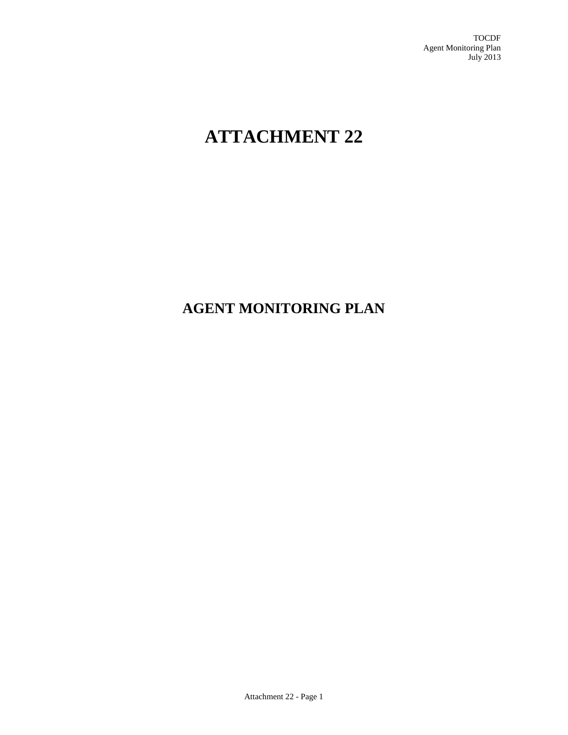# ATTACHMENT 22

## AGENT MONITORING PLAN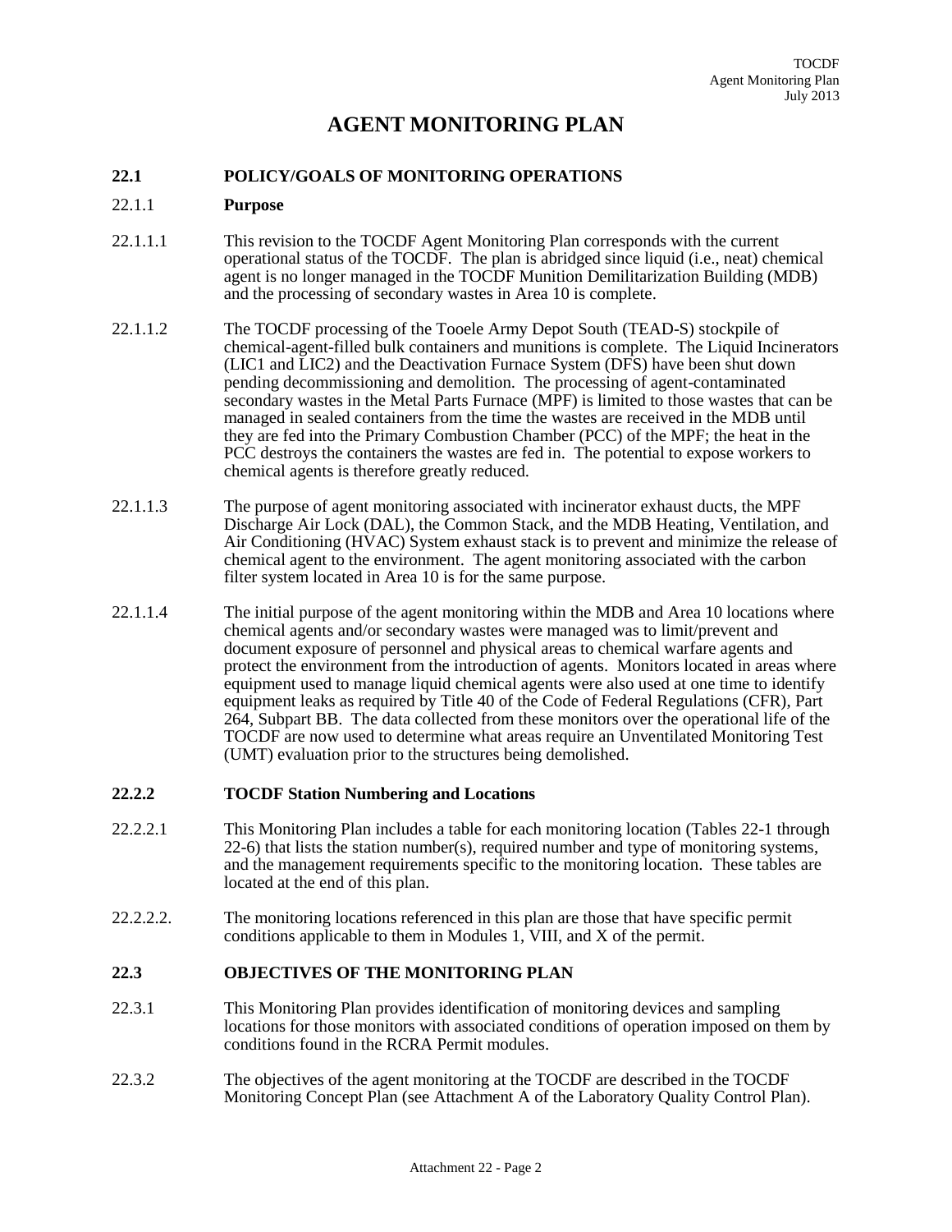# AGENT MONITORING PLAN

## 22.1 POLICY/GOALS OF MONITORING OPERATIONS

### 22.1.1 Purpose

22.1.1.1 This revision to the TOCDF Agent Monitoring Plan corresponds with the current operational status of the TOCDF. The plan is abridged since liquid (i.e., neat) chemical agent is no longer managed in the TOCDF Munition Demilitarization Building (MDB) and the processing of secondary wastes in Area 10 is complete.

22.1.1.2 The TOCDF processing of the Tooele Army Depot South (TEAD-S) stockpile of chemical-agent-filled bulk containers and munitions is complete. The Liquid Incinerators (LIC1 and LIC2) and the Deactivation Furnace System (DFS) have been shut down pending decommissioning and demolition. The processing of agent-contaminated secondary wastes in the Metal Parts Furnace (MPF) is limited to those wastes that can be managed in sealed containers from the time the wastes are received in the MDB until they are fed into the Primary Combustion Chamber (PCC) of the MPF; the heat in the PCC destroys the containers the wastes are fed in. The potential to expose workers to chemical agents is therefore greatly reduced.

22.1.1.3 The purpose of agent monitoring associated with incinerator exhaust ducts, the MPF Discharge Air Lock (DAL), the Common Stack, and the MDB Heating, Ventilation, and Air Conditioning (HVAC) System exhaust stack is to prevent and minimize the release of chemical agent to the environment. The agent monitoring associated with the carbon filter system located in Area 10 is for the same purpose.

22.1.1.4 The initial purpose of the agent monitoring within the MDB and Area 10 locations where chemical agents and/or secondary wastes were managed was to limit/prevent and document exposure of personnel and physical areas to chemical warfare agents and protect the environment from the introduction of agents. Monitors located in areas where equipment used to manage liquid chemical agents were also used at one time to identify equipment leaks as required by Title 40 of the Code of Federal Regulations (CFR), Part 264, Subpart BB. The data collected from these monitors over the operational life of the TOCDF are now used to determine what areas require an Unventilated Monitoring Test (UMT) evaluation prior to the structures being demolished.

### 22.2.2 TOCDF Station Numbering and Locations

22.2.2.1 This Monitoring Plan includes a table for each monitoring location (Tables 22-1 through 22-6) that lists the station number(s), required number and type of monitoring systems, and the management requirements specific to the monitoring location. These tables are located at the end of this plan.

22.2.2.2. The monitoring locations referenced in this plan are those that have specific permit conditions applicable to them in Modules 1, VIII, and X of the permit.

## 22.3 OBJECTIVES OF THE MONITORING PLAN

22.3.1 This Monitoring Plan provides identification of monitoring devices and sampling locations for those monitors with associated conditions of operation imposed on them by conditions found in the RCRA Permit modules.

22.3.2 The objectives of the agent monitoring at the TOCDF are described in the TOCDF Monitoring Concept Plan (see Attachment A of the Laboratory Quality Control Plan).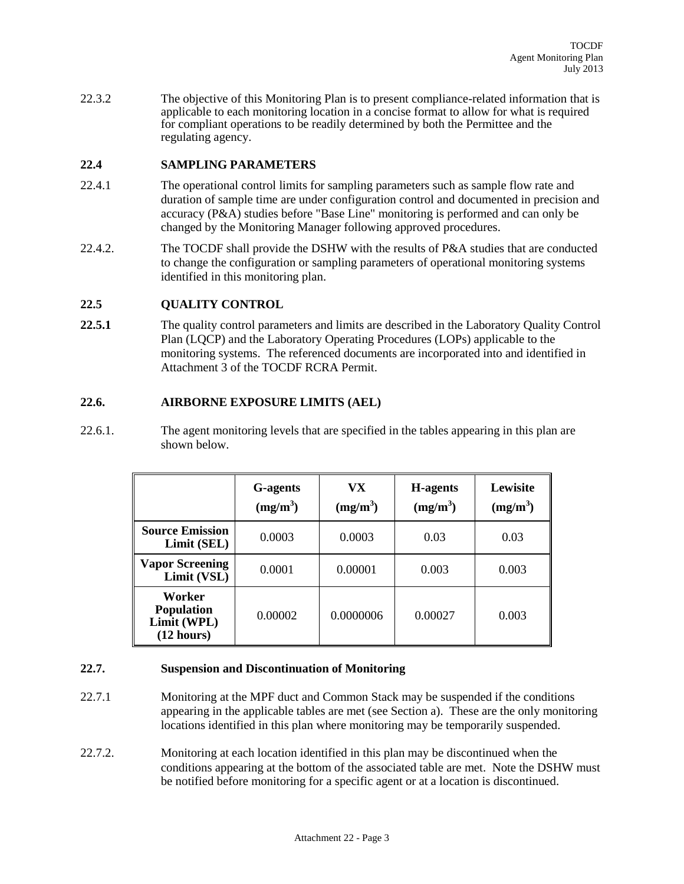22.3.2 The objective of this Monitoring Plan is to present compliance-related information that is applicable to each monitoring location in a concise format to allow for what is required for compliant operations to be readily determined by both the Permittee and the regulating agency.

## 22.4 SAMPLING PARAMETERS

22.4.1 The operational control limits for sampling parameters such as sample flow rate and duration of sample time are under configuration control and documented in precision and accuracy (P&A) studies before "Base Line" monitoring is performed and can only be changed by the Monitoring Manager following approved procedures.

22.4.2. The TOCDF shall provide the DSHW with the results of P&A studies that are conducted to change the configuration or sampling parameters of operational monitoring systems identified in this monitoring plan.

## 22.5 QUALITY CONTROL

**22.5.1** The quality control parameters and limits are described in the Laboratory Quality Control Plan (LQCP) and the Laboratory Operating Procedures (LOPs) applicable to the monitoring systems. The referenced documents are incorporated into and identified in Attachment 3 of the TOCDF RCRA Permit.

## 22.6. AIRBORNE EXPOSURE LIMITS (AEL)

22.6.1. The agent monitoring levels that are specified in the tables appearing in this plan are shown below.

| | G-agents ($mg/m^3$) | VX ($mg/m^3$) | H-agents ($mg/m^3$) | Lewisite ($mg/m^3$) |
|---|---|---|---|---|
| **Source Emission Limit (SEL)** | 0.0003 | 0.0003 | 0.03 | 0.03 |
| **Vapor Screening Limit (VSL)** | 0.0001 | 0.00001 | 0.003 | 0.003 |
| **Worker Population Limit (WPL) (12 hours)** | 0.00002 | 0.0000006 | 0.00027 | 0.003 |

## 22.7. Suspension and Discontinuation of Monitoring

22.7.1 Monitoring at the MPF duct and Common Stack may be suspended if the conditions appearing in the applicable tables are met (see Section a). These are the only monitoring locations identified in this plan where monitoring may be temporarily suspended.

22.7.2. Monitoring at each location identified in this plan may be discontinued when the conditions appearing at the bottom of the associated table are met. Note the DSHW must be notified before monitoring for a specific agent or at a location is discontinued.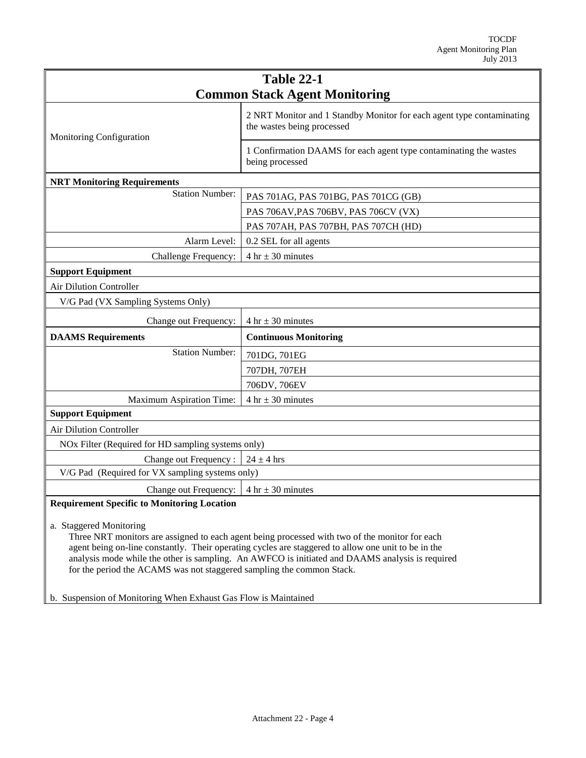## Table 22-1
## Common Stack Agent Monitoring

| | |
|---|---|
| Monitoring Configuration | 2 NRT Monitor and 1 Standby Monitor for each agent type contaminating the wastes being processed |
| | 1 Confirmation DAAMS for each agent type contaminating the wastes being processed |
| **NRT Monitoring Requirements** | |
| Station Number: | PAS 701AG, PAS 701BG, PAS 701CG (GB) |
| | PAS 706AV,PAS 706BV, PAS 706CV (VX) |
| | PAS 707AH, PAS 707BH, PAS 707CH (HD) |
| Alarm Level: | 0.2 SEL for all agents |
| Challenge Frequency: | 4 hr ± 30 minutes |
| **Support Equipment** | |
| Air Dilution Controller | |
| V/G Pad (VX Sampling Systems Only) | |
| Change out Frequency: | 4 hr ± 30 minutes |
| **DAAMS Requirements** | **Continuous Monitoring** |
| Station Number: | 701DG, 701EG |
| | 707DH, 707EH |
| | 706DV, 706EV |
| Maximum Aspiration Time: | 4 hr ± 30 minutes |
| **Support Equipment** | |
| Air Dilution Controller | |
| NOx Filter (Required for HD sampling systems only) | |
| Change out Frequency : | 24 ± 4 hrs |
| V/G Pad (Required for VX sampling systems only) | |
| Change out Frequency: | 4 hr ± 30 minutes |

**Requirement Specific to Monitoring Location**

a. Staggered Monitoring

Three NRT monitors are assigned to each agent being processed with two of the monitor for each agent being on-line constantly. Their operating cycles are staggered to allow one unit to be in the analysis mode while the other is sampling. An AWFCO is initiated and DAAMS analysis is required for the period the ACAMS was not staggered sampling the common Stack.

b. Suspension of Monitoring When Exhaust Gas Flow is Maintained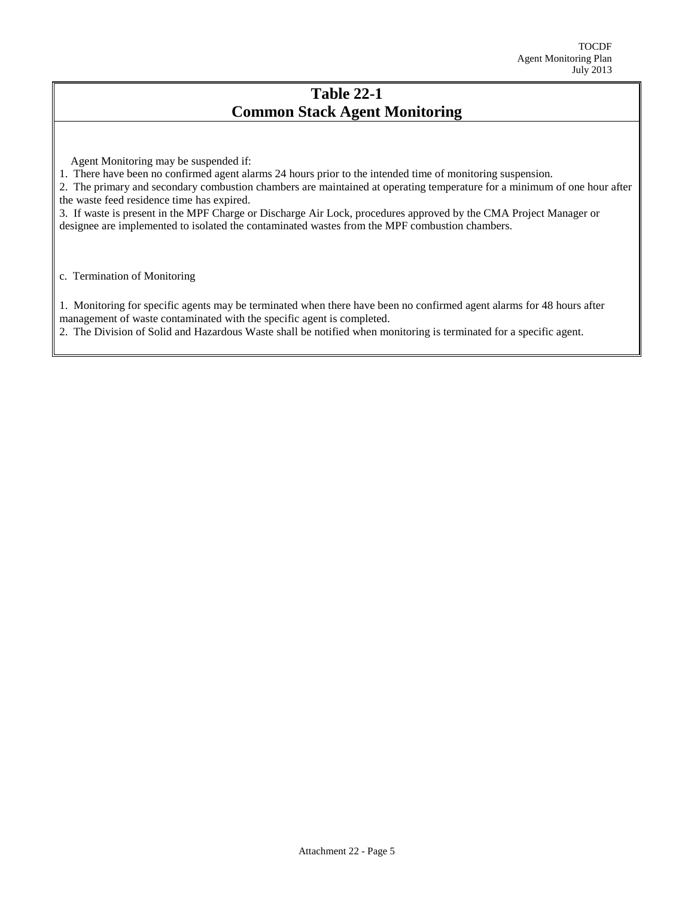# Table 22-1
# Common Stack Agent Monitoring

Agent Monitoring may be suspended if:

1. There have been no confirmed agent alarms 24 hours prior to the intended time of monitoring suspension.
2. The primary and secondary combustion chambers are maintained at operating temperature for a minimum of one hour after the waste feed residence time has expired.
3. If waste is present in the MPF Charge or Discharge Air Lock, procedures approved by the CMA Project Manager or designee are implemented to isolated the contaminated wastes from the MPF combustion chambers.

c. Termination of Monitoring

1. Monitoring for specific agents may be terminated when there have been no confirmed agent alarms for 48 hours after management of waste contaminated with the specific agent is completed.
2. The Division of Solid and Hazardous Waste shall be notified when monitoring is terminated for a specific agent.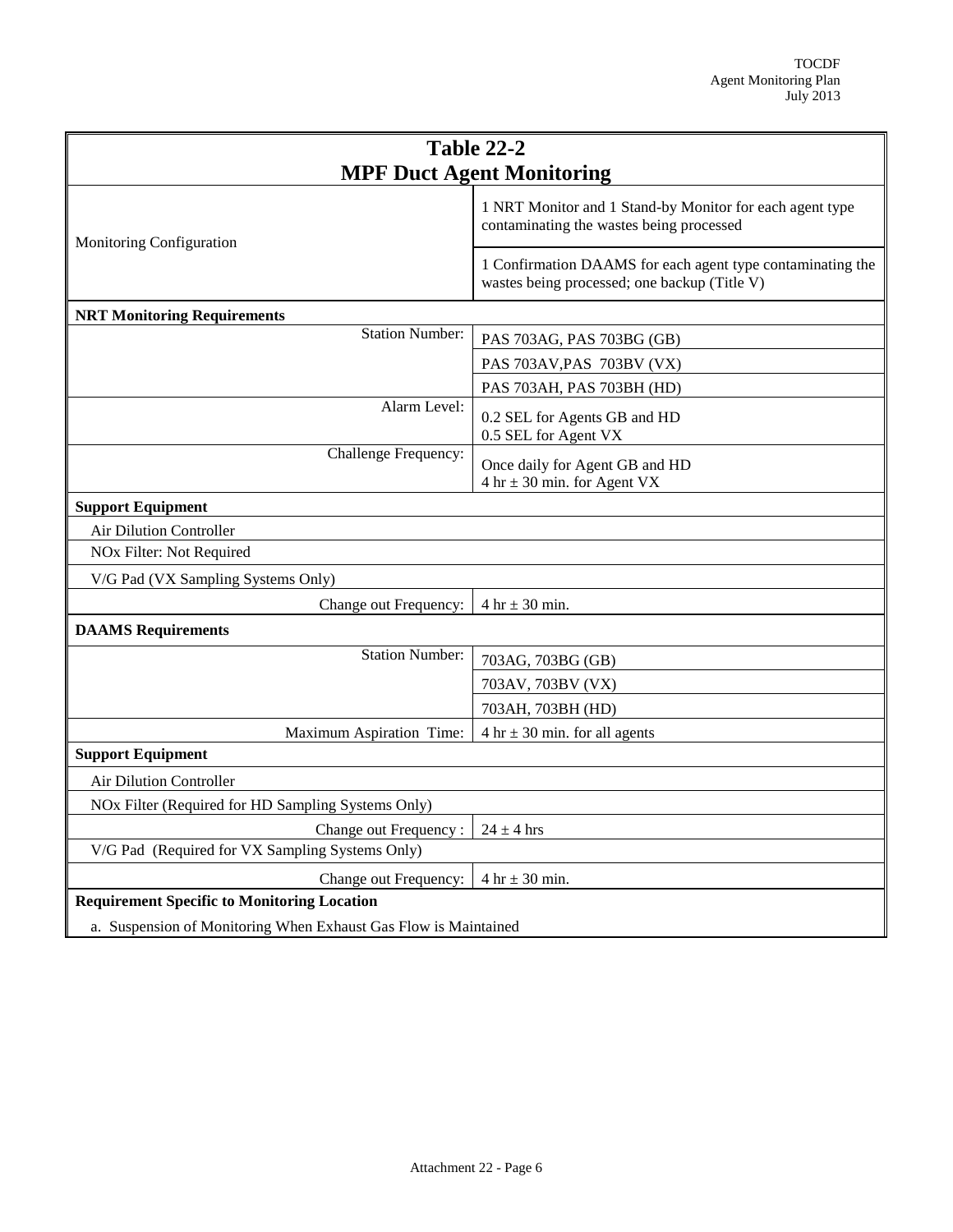| Table 22-2<br>MPF Duct Agent Monitoring | |
|---|---|
| Monitoring Configuration | 1 NRT Monitor and 1 Stand-by Monitor for each agent type contaminating the wastes being processed |
| | 1 Confirmation DAAMS for each agent type contaminating the wastes being processed; one backup (Title V) |
| **NRT Monitoring Requirements** | |
| Station Number: | PAS 703AG, PAS 703BG (GB) |
| | PAS 703AV,PAS 703BV (VX) |
| | PAS 703AH, PAS 703BH (HD) |
| Alarm Level: | 0.2 SEL for Agents GB and HD<br>0.5 SEL for Agent VX |
| Challenge Frequency: | Once daily for Agent GB and HD<br>4 hr ± 30 min. for Agent VX |
| **Support Equipment** | |
| Air Dilution Controller | |
| NOx Filter: Not Required | |
| V/G Pad (VX Sampling Systems Only) | |
| Change out Frequency: | 4 hr ± 30 min. |
| **DAAMS Requirements** | |
| Station Number: | 703AG, 703BG (GB) |
| | 703AV, 703BV (VX) |
| | 703AH, 703BH (HD) |
| Maximum Aspiration Time: | 4 hr ± 30 min. for all agents |
| **Support Equipment** | |
| Air Dilution Controller | |
| NOx Filter (Required for HD Sampling Systems Only) | |
| Change out Frequency : | 24 ± 4 hrs |
| V/G Pad (Required for VX Sampling Systems Only) | |
| Change out Frequency: | 4 hr ± 30 min. |
| **Requirement Specific to Monitoring Location** | |
| a. Suspension of Monitoring When Exhaust Gas Flow is Maintained | |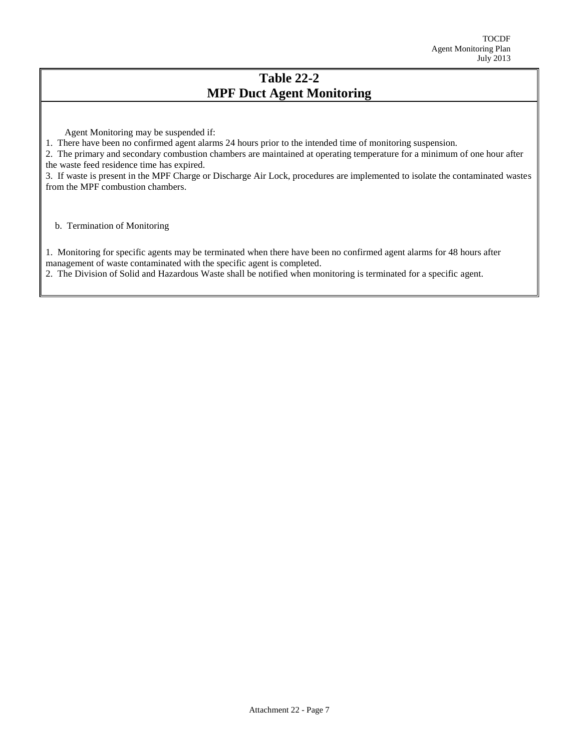## Table 22-2
## MPF Duct Agent Monitoring

Agent Monitoring may be suspended if:

1. There have been no confirmed agent alarms 24 hours prior to the intended time of monitoring suspension.
2. The primary and secondary combustion chambers are maintained at operating temperature for a minimum of one hour after the waste feed residence time has expired.
3. If waste is present in the MPF Charge or Discharge Air Lock, procedures are implemented to isolate the contaminated wastes from the MPF combustion chambers.

b. Termination of Monitoring

1. Monitoring for specific agents may be terminated when there have been no confirmed agent alarms for 48 hours after management of waste contaminated with the specific agent is completed.
2. The Division of Solid and Hazardous Waste shall be notified when monitoring is terminated for a specific agent.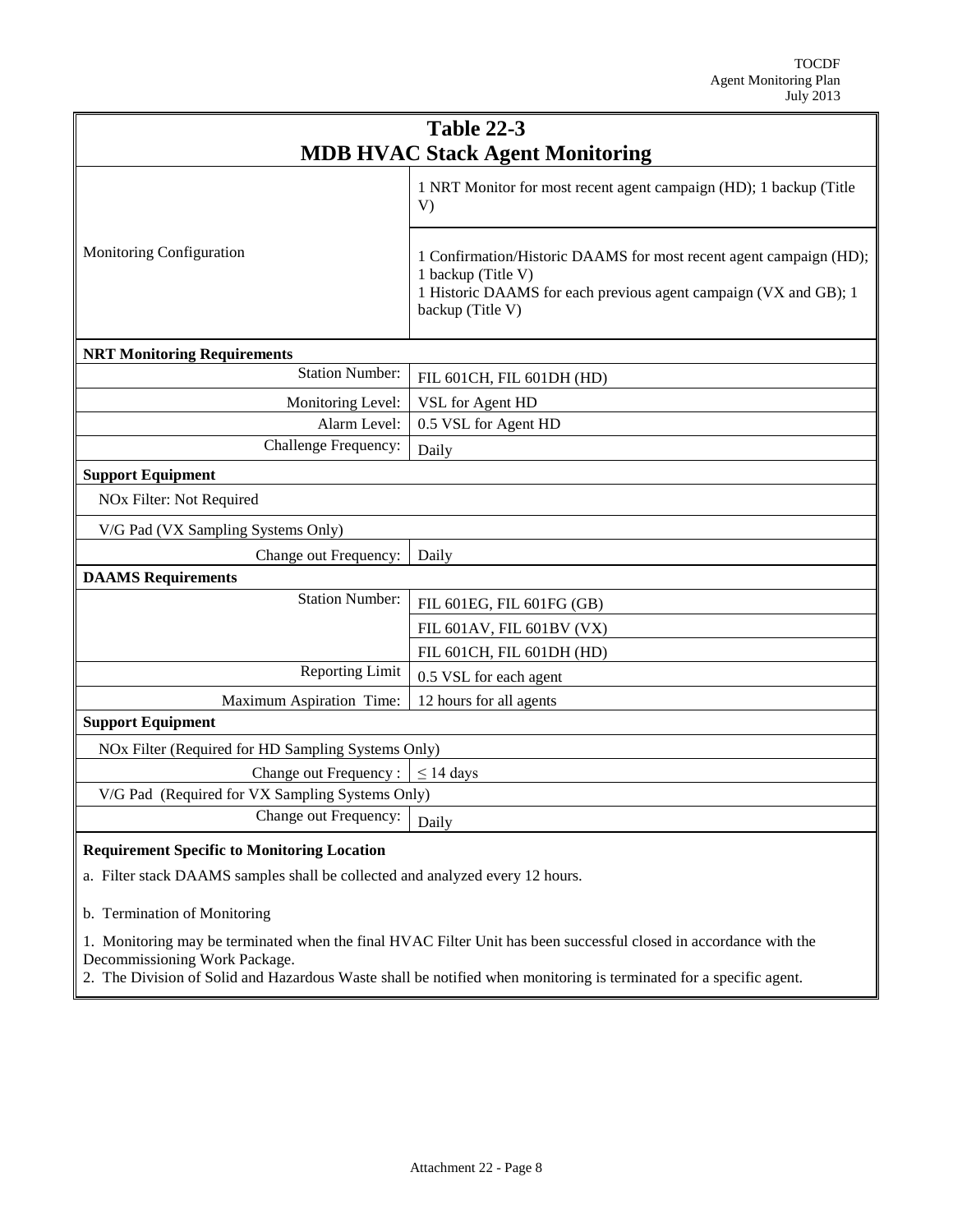## Table 22-3
## MDB HVAC Stack Agent Monitoring

| | |
|---|---|
| Monitoring Configuration | 1 NRT Monitor for most recent agent campaign (HD); 1 backup (Title V)<br><br>1 Confirmation/Historic DAAMS for most recent agent campaign (HD); 1 backup (Title V)<br>1 Historic DAAMS for each previous agent campaign (VX and GB); 1 backup (Title V) |
| **NRT Monitoring Requirements** | |
| Station Number: | FIL 601CH, FIL 601DH (HD) |
| Monitoring Level: | VSL for Agent HD |
| Alarm Level: | 0.5 VSL for Agent HD |
| Challenge Frequency: | Daily |
| **Support Equipment** | |
| NOx Filter: Not Required | |
| V/G Pad (VX Sampling Systems Only) | |
| Change out Frequency: | Daily |
| **DAAMS Requirements** | |
| Station Number: | FIL 601EG, FIL 601FG (GB) |
| | FIL 601AV, FIL 601BV (VX) |
| | FIL 601CH, FIL 601DH (HD) |
| Reporting Limit | 0.5 VSL for each agent |
| Maximum Aspiration Time: | 12 hours for all agents |
| **Support Equipment** | |
| NOx Filter (Required for HD Sampling Systems Only) | |
| Change out Frequency : | ≤ 14 days |
| V/G Pad (Required for VX Sampling Systems Only) | |
| Change out Frequency: | Daily |

**Requirement Specific to Monitoring Location**

a. Filter stack DAAMS samples shall be collected and analyzed every 12 hours.

b. Termination of Monitoring

1. Monitoring may be terminated when the final HVAC Filter Unit has been successful closed in accordance with the Decommissioning Work Package.
2. The Division of Solid and Hazardous Waste shall be notified when monitoring is terminated for a specific agent.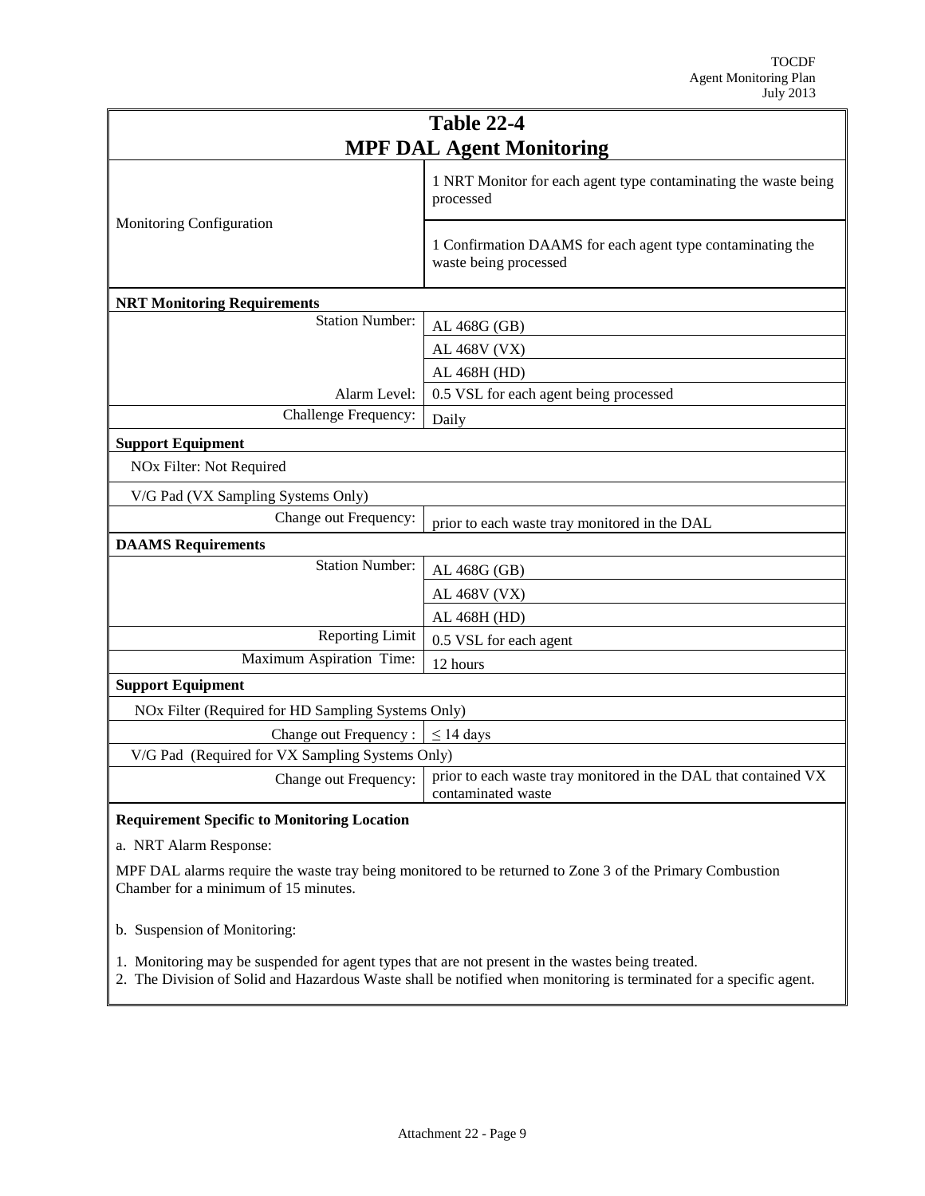## Table 22-4
## MPF DAL Agent Monitoring

| | |
|---|---|
| Monitoring Configuration | 1 NRT Monitor for each agent type contaminating the waste being processed |
| | 1 Confirmation DAAMS for each agent type contaminating the waste being processed |
| **NRT Monitoring Requirements** | |
| Station Number: | AL 468G (GB) |
| | AL 468V (VX) |
| | AL 468H (HD) |
| Alarm Level: | 0.5 VSL for each agent being processed |
| Challenge Frequency: | Daily |
| **Support Equipment** | |
| NOx Filter: Not Required | |
| V/G Pad (VX Sampling Systems Only) | |
| Change out Frequency: | prior to each waste tray monitored in the DAL |
| **DAAMS Requirements** | |
| Station Number: | AL 468G (GB) |
| | AL 468V (VX) |
| | AL 468H (HD) |
| Reporting Limit | 0.5 VSL for each agent |
| Maximum Aspiration Time: | 12 hours |
| **Support Equipment** | |
| NOx Filter (Required for HD Sampling Systems Only) | |
| Change out Frequency : | ≤ 14 days |
| V/G Pad (Required for VX Sampling Systems Only) | |
| Change out Frequency: | prior to each waste tray monitored in the DAL that contained VX contaminated waste |

**Requirement Specific to Monitoring Location**

a. NRT Alarm Response:

MPF DAL alarms require the waste tray being monitored to be returned to Zone 3 of the Primary Combustion Chamber for a minimum of 15 minutes.

b. Suspension of Monitoring:

1. Monitoring may be suspended for agent types that are not present in the wastes being treated.
2. The Division of Solid and Hazardous Waste shall be notified when monitoring is terminated for a specific agent.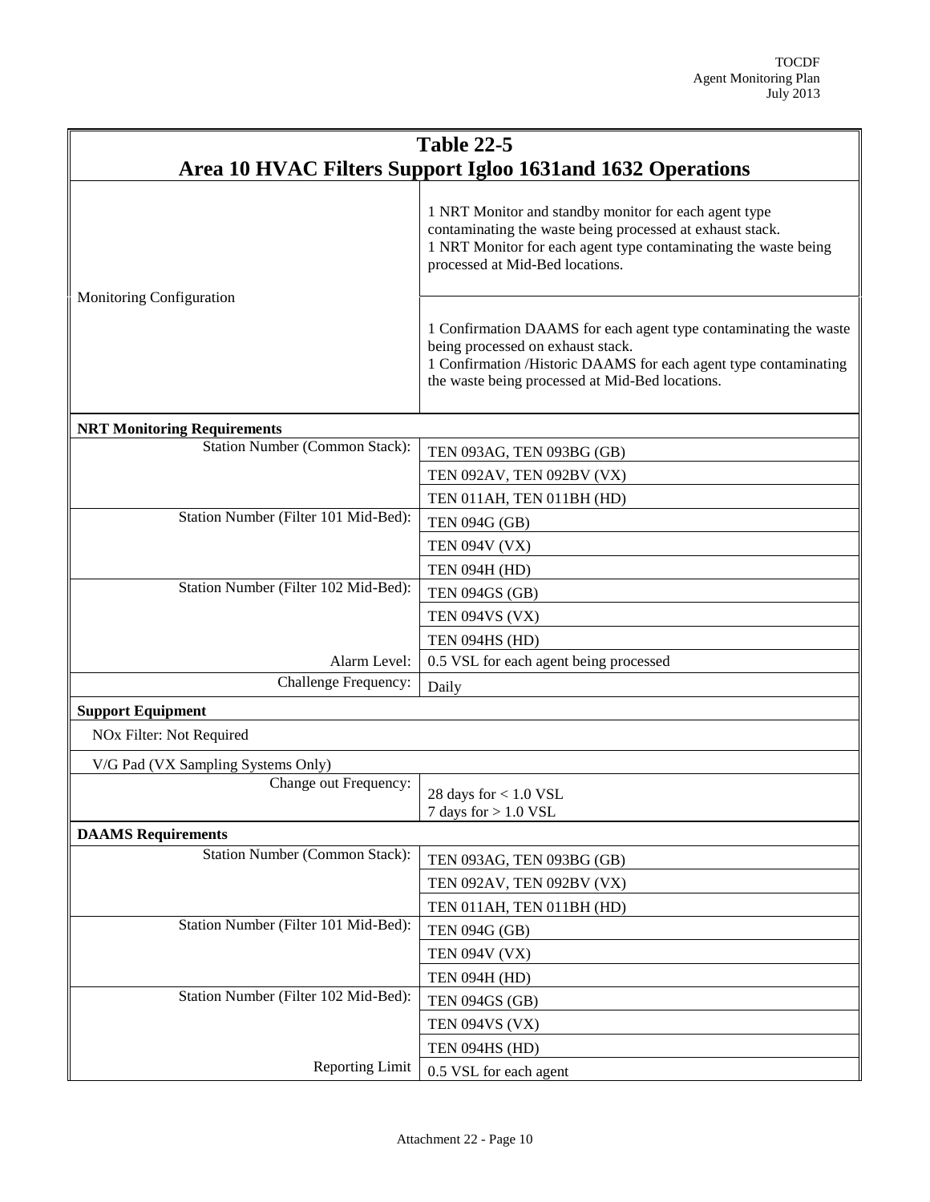| Table 22-5<br>Area 10 HVAC Filters Support Igloo 1631and 1632 Operations | |
|---|---|
| Monitoring Configuration | 1 NRT Monitor and standby monitor for each agent type contaminating the waste being processed at exhaust stack.<br>1 NRT Monitor for each agent type contaminating the waste being processed at Mid-Bed locations. |
| | 1 Confirmation DAAMS for each agent type contaminating the waste being processed on exhaust stack.<br>1 Confirmation /Historic DAAMS for each agent type contaminating the waste being processed at Mid-Bed locations. |
| **NRT Monitoring Requirements** | |
| Station Number (Common Stack): | TEN 093AG, TEN 093BG (GB) |
| | TEN 092AV, TEN 092BV (VX) |
| | TEN 011AH, TEN 011BH (HD) |
| Station Number (Filter 101 Mid-Bed): | TEN 094G (GB) |
| | TEN 094V (VX) |
| | TEN 094H (HD) |
| Station Number (Filter 102 Mid-Bed): | TEN 094GS (GB) |
| | TEN 094VS (VX) |
| | TEN 094HS (HD) |
| Alarm Level: | 0.5 VSL for each agent being processed |
| Challenge Frequency: | Daily |
| **Support Equipment** | |
| NOx Filter: Not Required | |
| V/G Pad (VX Sampling Systems Only) | |
| Change out Frequency: | 28 days for < 1.0 VSL<br>7 days for > 1.0 VSL |
| **DAAMS Requirements** | |
| Station Number (Common Stack): | TEN 093AG, TEN 093BG (GB) |
| | TEN 092AV, TEN 092BV (VX) |
| | TEN 011AH, TEN 011BH (HD) |
| Station Number (Filter 101 Mid-Bed): | TEN 094G (GB) |
| | TEN 094V (VX) |
| | TEN 094H (HD) |
| Station Number (Filter 102 Mid-Bed): | TEN 094GS (GB) |
| | TEN 094VS (VX) |
| | TEN 094HS (HD) |
| Reporting Limit | 0.5 VSL for each agent |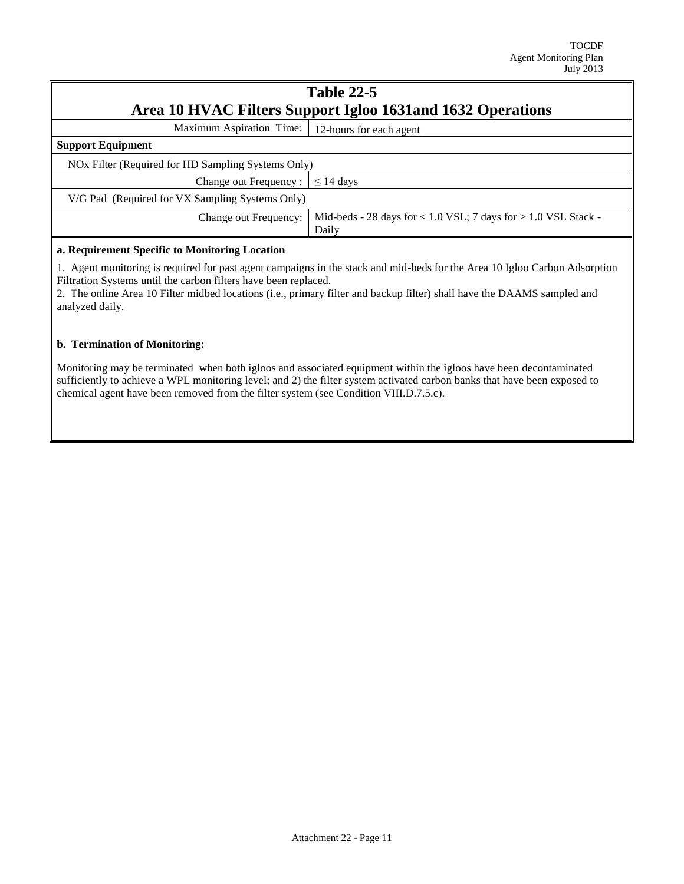## Table 22-5
## Area 10 HVAC Filters Support Igloo 1631and 1632 Operations

| Maximum Aspiration Time: | 12-hours for each agent |
|---|---|
| **Support Equipment** | |
| NOx Filter (Required for HD Sampling Systems Only) | |
| Change out Frequency : | ≤ 14 days |
| V/G Pad (Required for VX Sampling Systems Only) | |
| Change out Frequency: | Mid-beds - 28 days for < 1.0 VSL; 7 days for > 1.0 VSL Stack - Daily |

**a. Requirement Specific to Monitoring Location**

1. Agent monitoring is required for past agent campaigns in the stack and mid-beds for the Area 10 Igloo Carbon Adsorption Filtration Systems until the carbon filters have been replaced.
2. The online Area 10 Filter midbed locations (i.e., primary filter and backup filter) shall have the DAAMS sampled and analyzed daily.

**b. Termination of Monitoring:**

Monitoring may be terminated when both igloos and associated equipment within the igloos have been decontaminated sufficiently to achieve a WPL monitoring level; and 2) the filter system activated carbon banks that have been exposed to chemical agent have been removed from the filter system (see Condition VIII.D.7.5.c).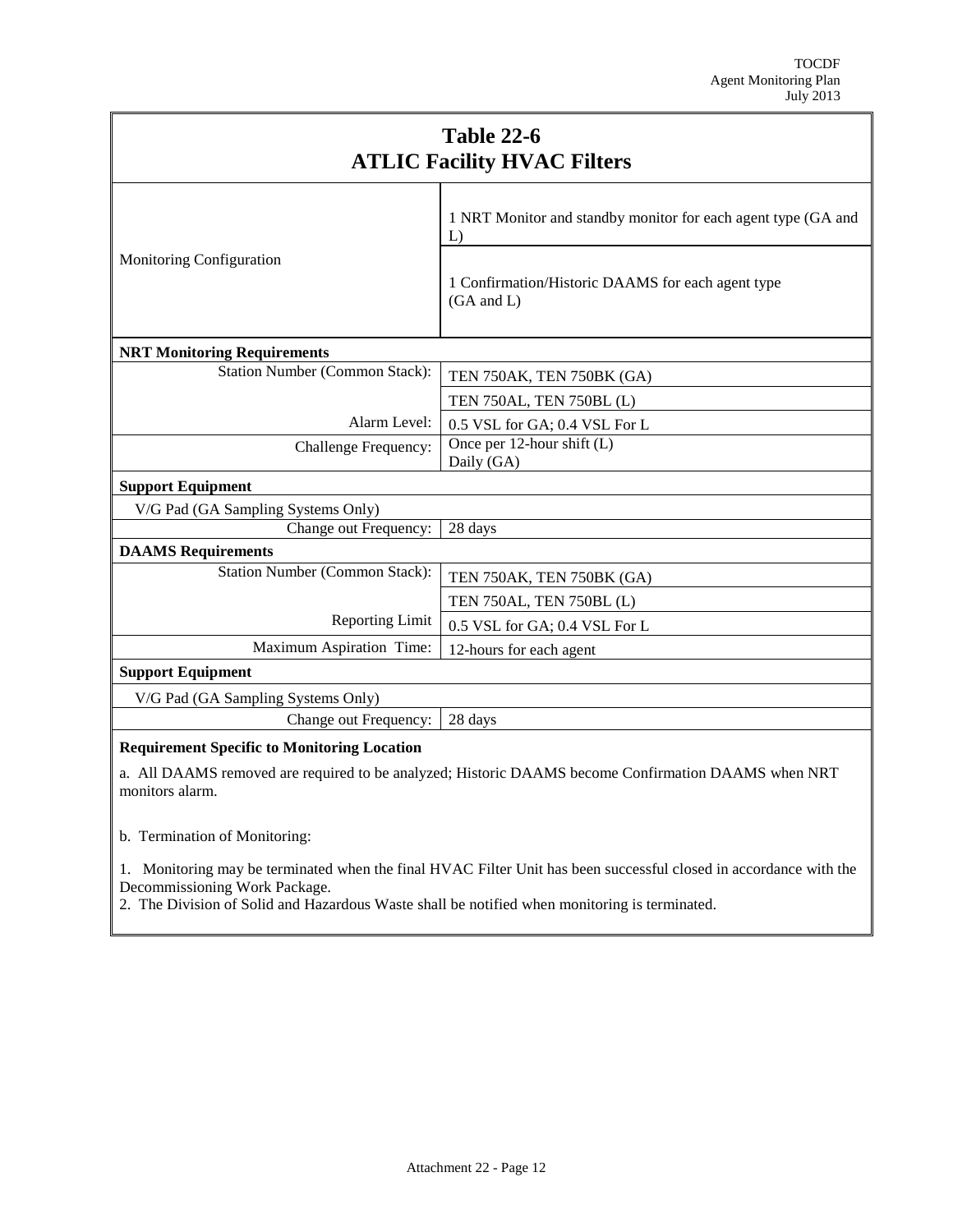# Table 22-6
## ATLIC Facility HVAC Filters

| | |
|---|---|
| Monitoring Configuration | 1 NRT Monitor and standby monitor for each agent type (GA and L) |
| | 1 Confirmation/Historic DAAMS for each agent type (GA and L) |
| **NRT Monitoring Requirements** | |
| Station Number (Common Stack): | TEN 750AK, TEN 750BK (GA) |
| | TEN 750AL, TEN 750BL (L) |
| Alarm Level: | 0.5 VSL for GA; 0.4 VSL For L |
| Challenge Frequency: | Once per 12-hour shift (L)<br>Daily (GA) |
| **Support Equipment** | |
| V/G Pad (GA Sampling Systems Only) | |
| Change out Frequency: | 28 days |
| **DAAMS Requirements** | |
| Station Number (Common Stack): | TEN 750AK, TEN 750BK (GA) |
| | TEN 750AL, TEN 750BL (L) |
| Reporting Limit | 0.5 VSL for GA; 0.4 VSL For L |
| Maximum Aspiration Time: | 12-hours for each agent |
| **Support Equipment** | |
| V/G Pad (GA Sampling Systems Only) | |
| Change out Frequency: | 28 days |

**Requirement Specific to Monitoring Location**

a. All DAAMS removed are required to be analyzed; Historic DAAMS become Confirmation DAAMS when NRT monitors alarm.

b. Termination of Monitoring:

1. Monitoring may be terminated when the final HVAC Filter Unit has been successful closed in accordance with the Decommissioning Work Package.
2. The Division of Solid and Hazardous Waste shall be notified when monitoring is terminated.